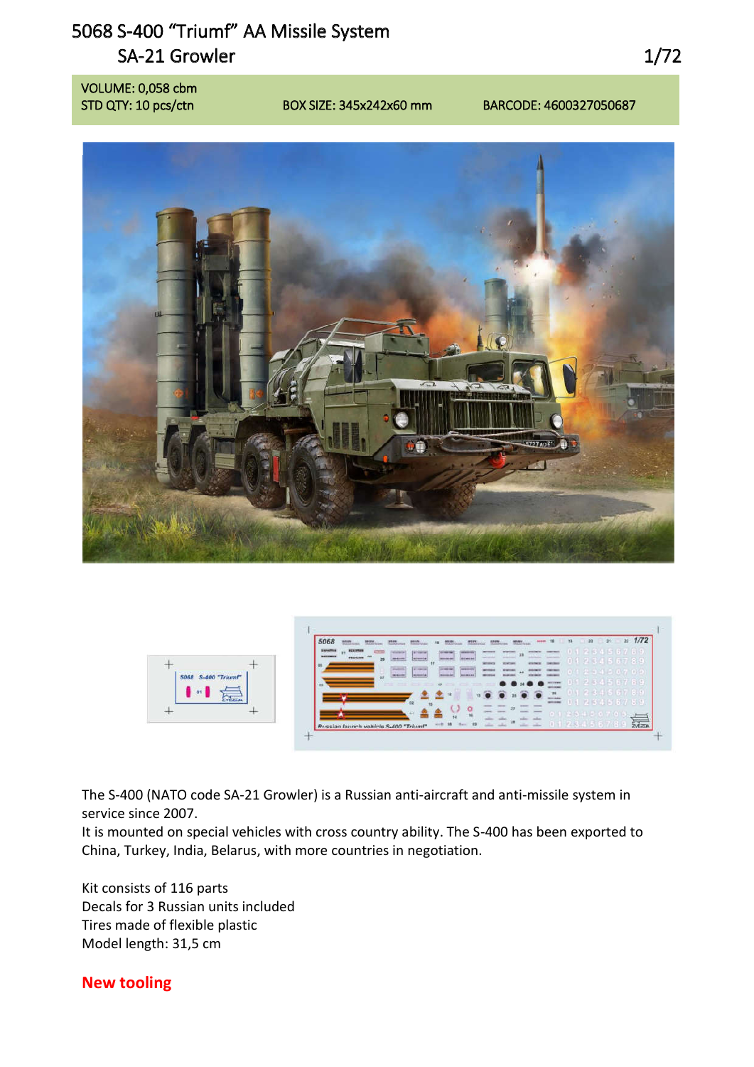# 5068 S-400 “Triumf” AA Missile System

## SA-21 Growler

1/72

VOLUME: 0,058 cbm
STD QTY: 10 pcs/ctn | BOX SIZE: 345x242x60 mm | BARCODE: 4600327050687

The S-400 (NATO code SA-21 Growler) is a Russian anti-aircraft and anti-missile system in service since 2007.
It is mounted on special vehicles with cross country ability. The S-400 has been exported to China, Turkey, India, Belarus, with more countries in negotiation.

Kit consists of 116 parts
Decals for 3 Russian units included
Tires made of flexible plastic
Model length: 31,5 cm

**New tooling**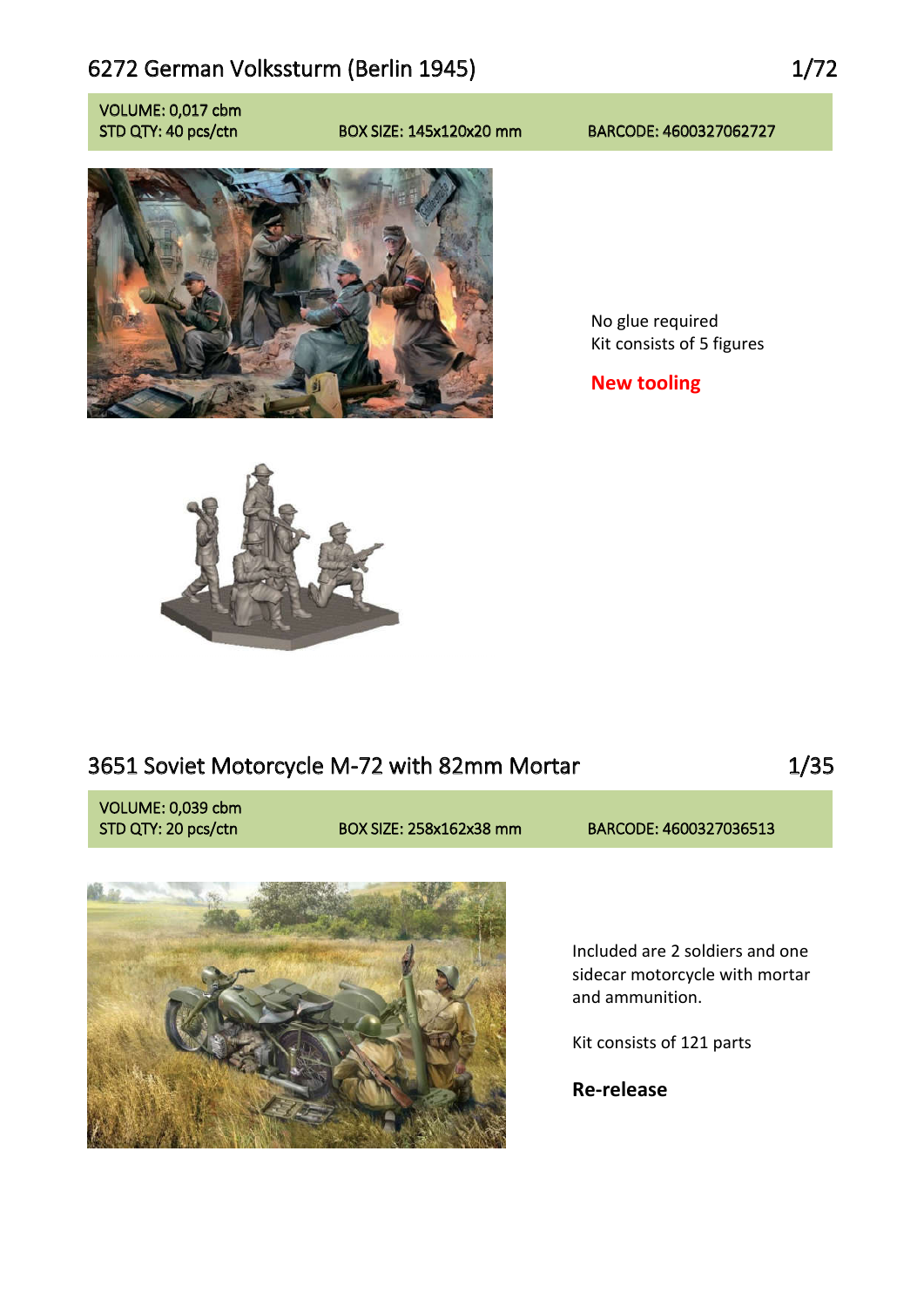## 6272 German Volkssturm (Berlin 1945) 1/72

VOLUME: 0,017 cbm
STD QTY: 40 pcs/ctn BOX SIZE: 145x120x20 mm BARCODE: 4600327062727

No glue required
Kit consists of 5 figures

**New tooling**

## 3651 Soviet Motorcycle M-72 with 82mm Mortar 1/35

VOLUME: 0,039 cbm
STD QTY: 20 pcs/ctn BOX SIZE: 258x162x38 mm BARCODE: 4600327036513

Included are 2 soldiers and one sidecar motorcycle with mortar and ammunition.

Kit consists of 121 parts

**Re-release**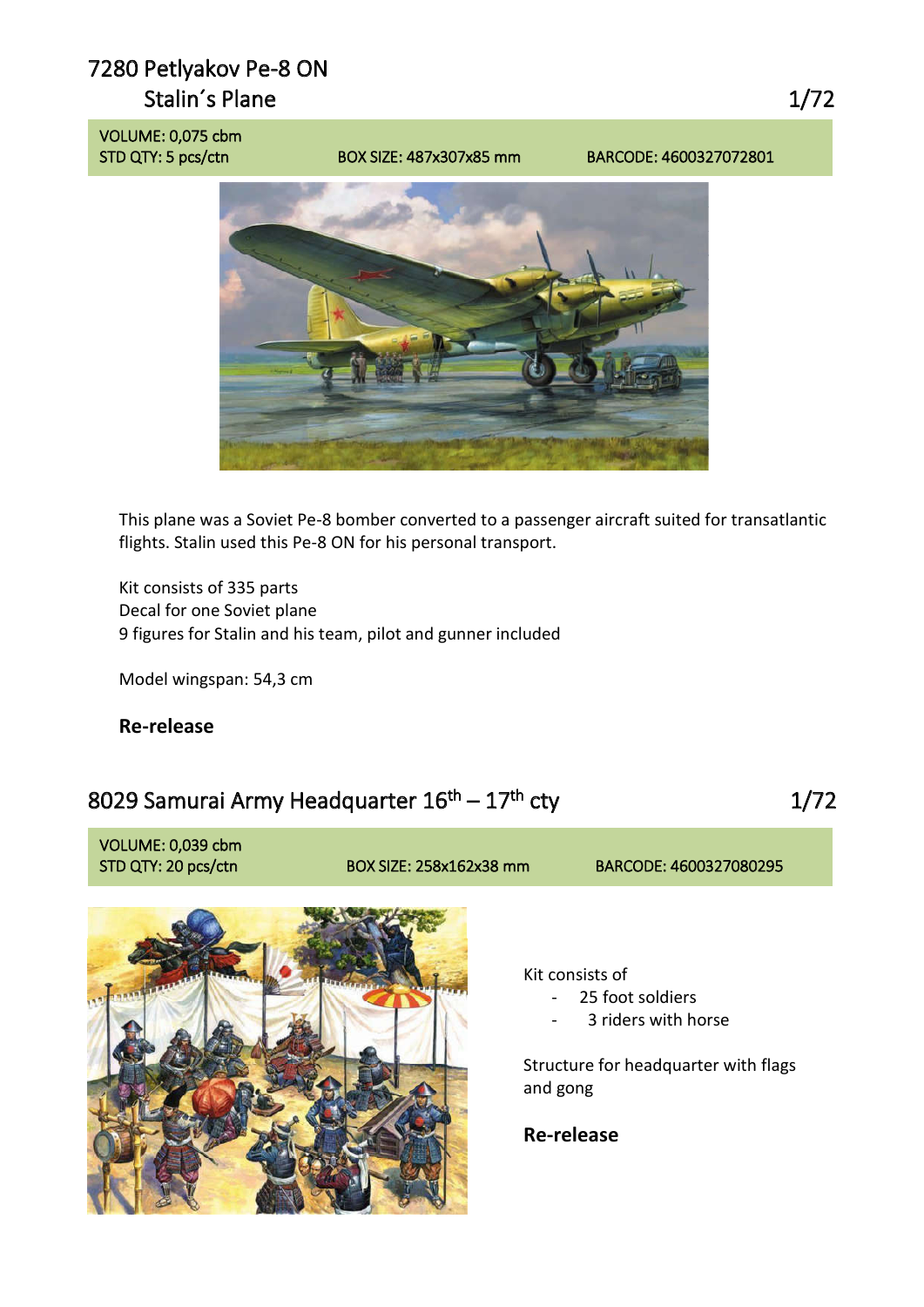## 7280 Petlyakov Pe-8 ON Stalin´s Plane

1/72

VOLUME: 0,075 cbm
STD QTY: 5 pcs/ctn | BOX SIZE: 487x307x85 mm | BARCODE: 4600327072801

This plane was a Soviet Pe-8 bomber converted to a passenger aircraft suited for transatlantic flights. Stalin used this Pe-8 ON for his personal transport.

Kit consists of 335 parts
Decal for one Soviet plane
9 figures for Stalin and his team, pilot and gunner included

Model wingspan: 54,3 cm

**Re-release**

## 8029 Samurai Army Headquarter $16^{th}$ – $17^{th}$ cty

1/72

VOLUME: 0,039 cbm
STD QTY: 20 pcs/ctn | BOX SIZE: 258x162x38 mm | BARCODE: 4600327080295

Kit consists of

- 25 foot soldiers
- 3 riders with horse

Structure for headquarter with flags and gong

**Re-release**